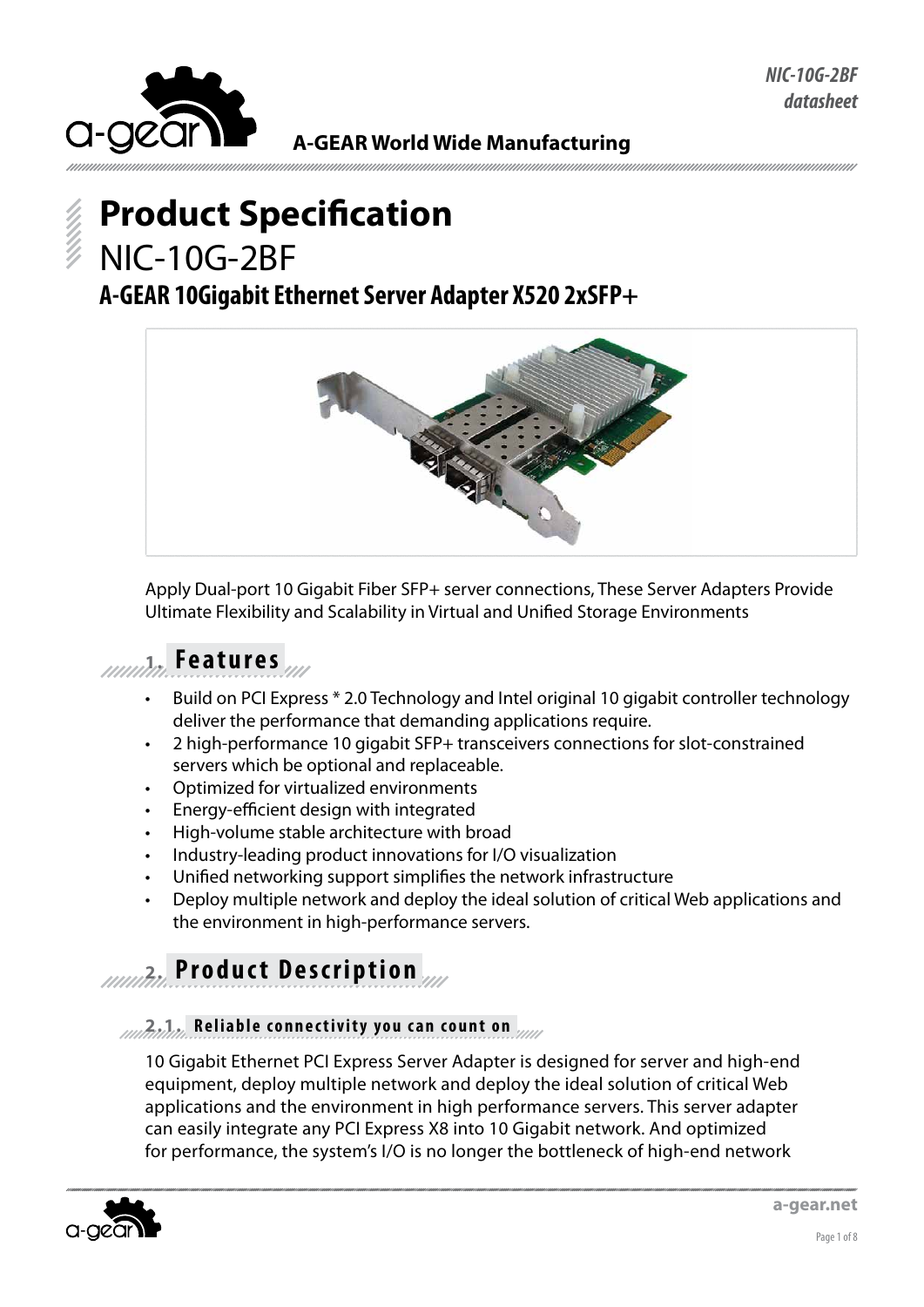A-GEAR World Wide Manufacturing

# Product Specification

NIC-10G-2BF

## A-GEAR 10Gigabit Ethernet Server Adapter X520 2xSFP+

Apply Dual-port 10 Gigabit Fiber SFP+ server connections, These Server Adapters Provide Ultimate Flexibility and Scalability in Virtual and Unified Storage Environments

## 1. Features

- Build on PCI Express * 2.0 Technology and Intel original 10 gigabit controller technology deliver the performance that demanding applications require.
- 2 high-performance 10 gigabit SFP+ transceivers connections for slot-constrained servers which be optional and replaceable.
- Optimized for virtualized environments
- Energy-efficient design with integrated
- High-volume stable architecture with broad
- Industry-leading product innovations for I/O visualization
- Unified networking support simplifies the network infrastructure
- Deploy multiple network and deploy the ideal solution of critical Web applications and the environment in high-performance servers.

## 2. Product Description

### 2.1. Reliable connectivity you can count on

10 Gigabit Ethernet PCI Express Server Adapter is designed for server and high-end equipment, deploy multiple network and deploy the ideal solution of critical Web applications and the environment in high performance servers. This server adapter can easily integrate any PCI Express X8 into 10 Gigabit network. And optimized for performance, the system's I/O is no longer the bottleneck of high-end network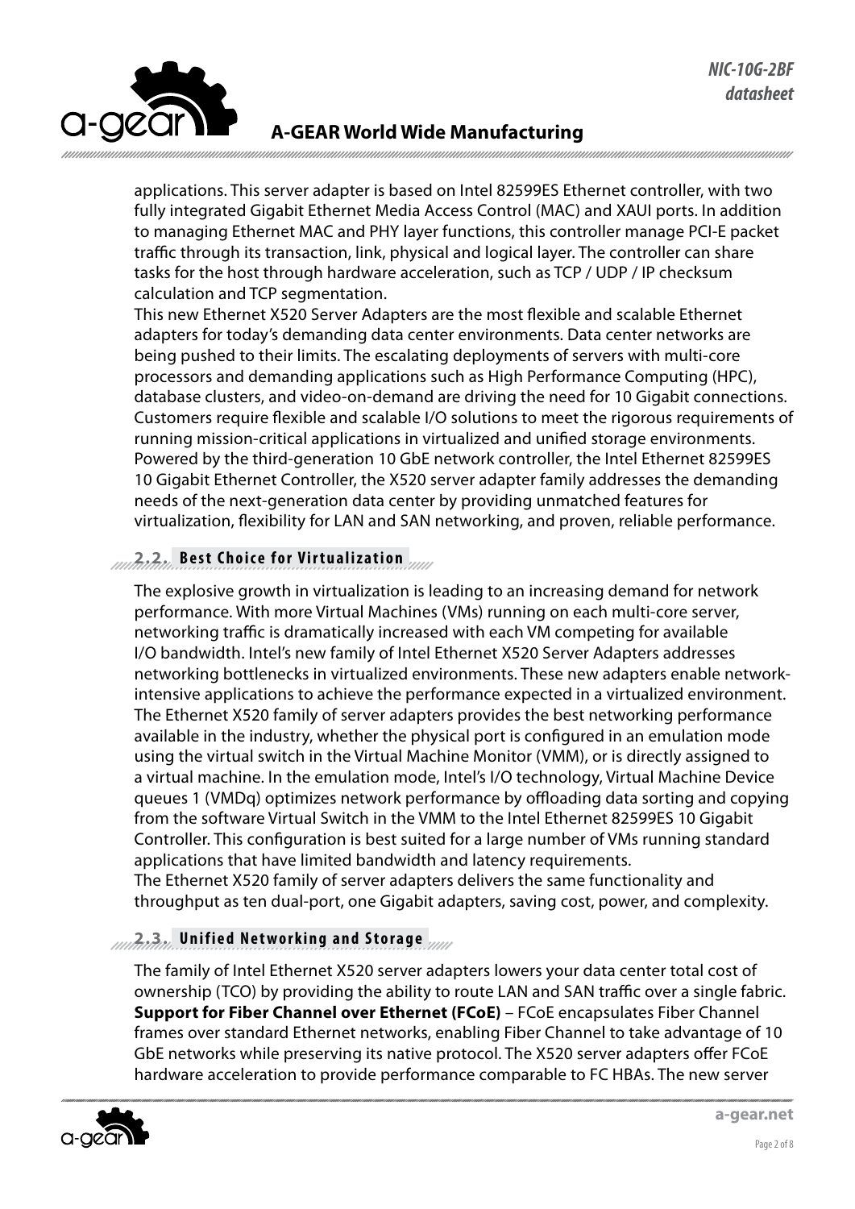applications. This server adapter is based on Intel 82599ES Ethernet controller, with two fully integrated Gigabit Ethernet Media Access Control (MAC) and XAUI ports. In addition to managing Ethernet MAC and PHY layer functions, this controller manage PCI-E packet traffic through its transaction, link, physical and logical layer. The controller can share tasks for the host through hardware acceleration, such as TCP / UDP / IP checksum calculation and TCP segmentation.
This new Ethernet X520 Server Adapters are the most flexible and scalable Ethernet adapters for today's demanding data center environments. Data center networks are being pushed to their limits. The escalating deployments of servers with multi-core processors and demanding applications such as High Performance Computing (HPC), database clusters, and video-on-demand are driving the need for 10 Gigabit connections. Customers require flexible and scalable I/O solutions to meet the rigorous requirements of running mission-critical applications in virtualized and unified storage environments. Powered by the third-generation 10 GbE network controller, the Intel Ethernet 82599ES 10 Gigabit Ethernet Controller, the X520 server adapter family addresses the demanding needs of the next-generation data center by providing unmatched features for virtualization, flexibility for LAN and SAN networking, and proven, reliable performance.

## 2.2. Best Choice for Virtualization

The explosive growth in virtualization is leading to an increasing demand for network performance. With more Virtual Machines (VMs) running on each multi-core server, networking traffic is dramatically increased with each VM competing for available I/O bandwidth. Intel's new family of Intel Ethernet X520 Server Adapters addresses networking bottlenecks in virtualized environments. These new adapters enable network-intensive applications to achieve the performance expected in a virtualized environment. The Ethernet X520 family of server adapters provides the best networking performance available in the industry, whether the physical port is configured in an emulation mode using the virtual switch in the Virtual Machine Monitor (VMM), or is directly assigned to a virtual machine. In the emulation mode, Intel's I/O technology, Virtual Machine Device queues 1 (VMDq) optimizes network performance by offloading data sorting and copying from the software Virtual Switch in the VMM to the Intel Ethernet 82599ES 10 Gigabit Controller. This configuration is best suited for a large number of VMs running standard applications that have limited bandwidth and latency requirements.
The Ethernet X520 family of server adapters delivers the same functionality and throughput as ten dual-port, one Gigabit adapters, saving cost, power, and complexity.

## 2.3. Unified Networking and Storage

The family of Intel Ethernet X520 server adapters lowers your data center total cost of ownership (TCO) by providing the ability to route LAN and SAN traffic over a single fabric.
**Support for Fiber Channel over Ethernet (FCoE)** – FCoE encapsulates Fiber Channel frames over standard Ethernet networks, enabling Fiber Channel to take advantage of 10 GbE networks while preserving its native protocol. The X520 server adapters offer FCoE hardware acceleration to provide performance comparable to FC HBAs. The new server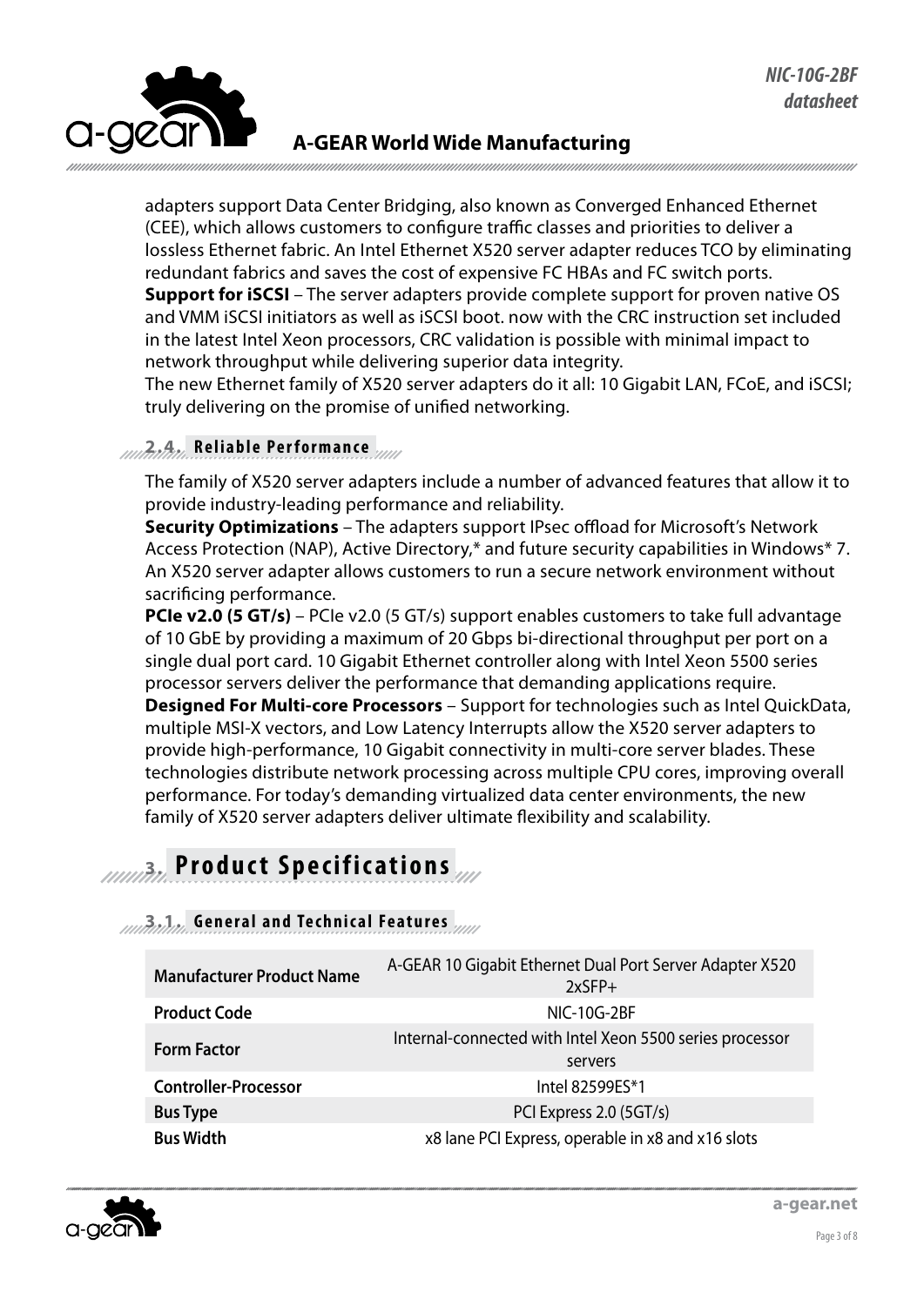adapters support Data Center Bridging, also known as Converged Enhanced Ethernet (CEE), which allows customers to configure traffic classes and priorities to deliver a lossless Ethernet fabric. An Intel Ethernet X520 server adapter reduces TCO by eliminating redundant fabrics and saves the cost of expensive FC HBAs and FC switch ports.
**Support for iSCSI** – The server adapters provide complete support for proven native OS and VMM iSCSI initiators as well as iSCSI boot. now with the CRC instruction set included in the latest Intel Xeon processors, CRC validation is possible with minimal impact to network throughput while delivering superior data integrity.
The new Ethernet family of X520 server adapters do it all: 10 Gigabit LAN, FCoE, and iSCSI; truly delivering on the promise of unified networking.

### 2.4. Reliable Performance

The family of X520 server adapters include a number of advanced features that allow it to provide industry-leading performance and reliability.
**Security Optimizations** – The adapters support IPsec offload for Microsoft's Network Access Protection (NAP), Active Directory,* and future security capabilities in Windows* 7. An X520 server adapter allows customers to run a secure network environment without sacrificing performance.
**PCIe v2.0 (5 GT/s)** – PCIe v2.0 (5 GT/s) support enables customers to take full advantage of 10 GbE by providing a maximum of 20 Gbps bi-directional throughput per port on a single dual port card. 10 Gigabit Ethernet controller along with Intel Xeon 5500 series processor servers deliver the performance that demanding applications require.
**Designed For Multi-core Processors** – Support for technologies such as Intel QuickData, multiple MSI-X vectors, and Low Latency Interrupts allow the X520 server adapters to provide high-performance, 10 Gigabit connectivity in multi-core server blades. These technologies distribute network processing across multiple CPU cores, improving overall performance. For today's demanding virtualized data center environments, the new family of X520 server adapters deliver ultimate flexibility and scalability.

## 3. Product Specifications

### 3.1. General and Technical Features

| | |
|---|---|
| **Manufacturer Product Name** | A-GEAR 10 Gigabit Ethernet Dual Port Server Adapter X520 2xSFP+ |
| **Product Code** | NIC-10G-2BF |
| **Form Factor** | Internal-connected with Intel Xeon 5500 series processor servers |
| **Controller-Processor** | Intel 82599ES*1 |
| **Bus Type** | PCI Express 2.0 (5GT/s) |
| **Bus Width** | x8 lane PCI Express, operable in x8 and x16 slots |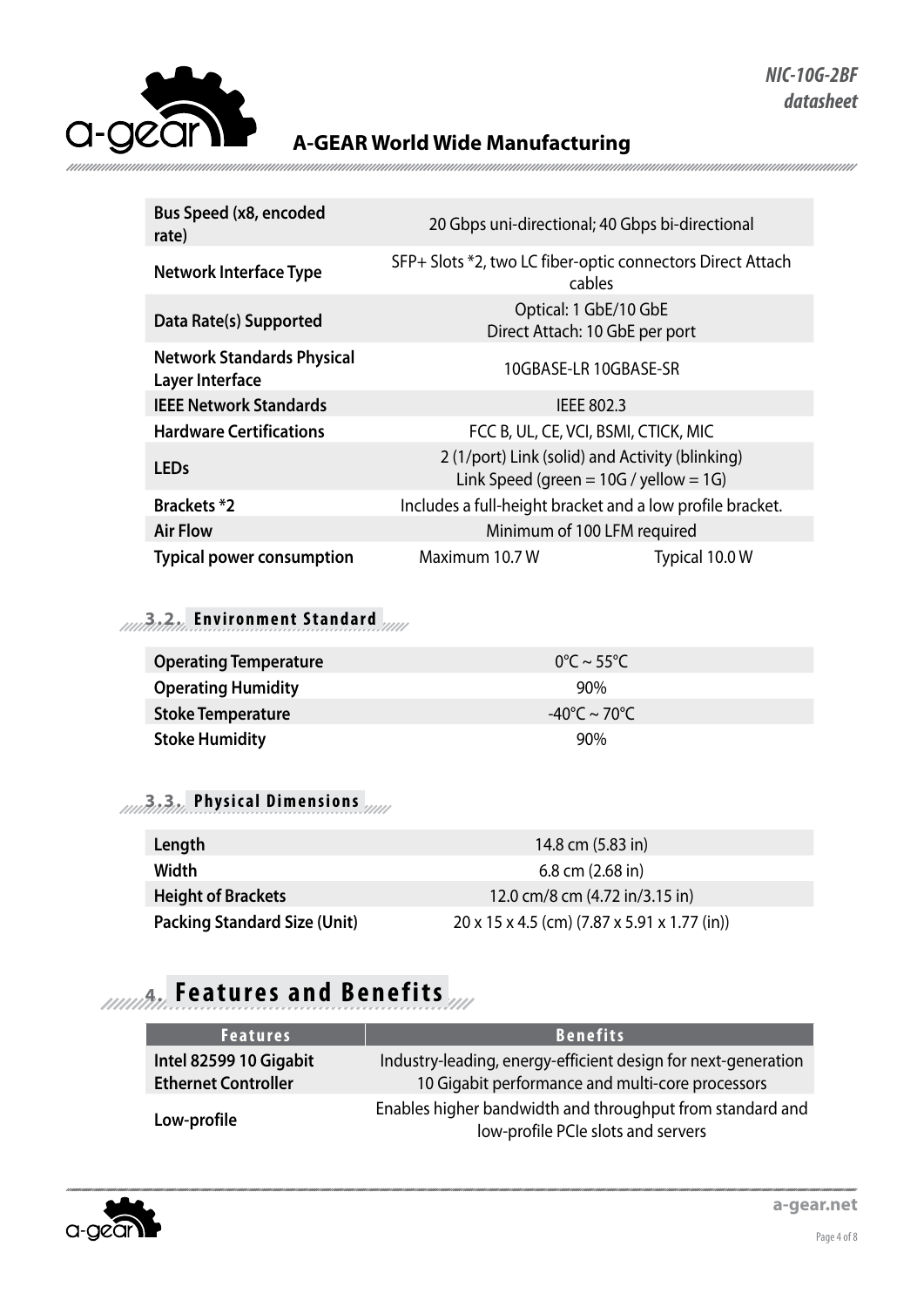| | | |
|---|---|---|
| **Bus Speed (x8, encoded rate)** | 20 Gbps uni-directional; 40 Gbps bi-directional | |
| **Network Interface Type** | SFP+ Slots *2, two LC fiber-optic connectors Direct Attach cables | |
| **Data Rate(s) Supported** | Optical: 1 GbE/10 GbE<br>Direct Attach: 10 GbE per port | |
| **Network Standards Physical Layer Interface** | 10GBASE-LR 10GBASE-SR | |
| **IEEE Network Standards** | IEEE 802.3 | |
| **Hardware Certifications** | FCC B, UL, CE, VCI, BSMI, CTICK, MIC | |
| **LEDs** | 2 (1/port) Link (solid) and Activity (blinking)<br>Link Speed (green = 10G / yellow = 1G) | |
| **Brackets *2** | Includes a full-height bracket and a low profile bracket. | |
| **Air Flow** | Minimum of 100 LFM required | |
| **Typical power consumption** | Maximum 10.7 W | Typical 10.0 W |

### 3.2. Environment Standard

| | |
|---|---|
| **Operating Temperature** | 0°C ~ 55°C |
| **Operating Humidity** | 90% |
| **Stoke Temperature** | -40°C ~ 70°C |
| **Stoke Humidity** | 90% |

### 3.3. Physical Dimensions

| | |
|---|---|
| **Length** | 14.8 cm (5.83 in) |
| **Width** | 6.8 cm (2.68 in) |
| **Height of Brackets** | 12.0 cm/8 cm (4.72 in/3.15 in) |
| **Packing Standard Size (Unit)** | 20 x 15 x 4.5 (cm) (7.87 x 5.91 x 1.77 (in)) |

## 4. Features and Benefits

| Features | Benefits |
|---|---|
| **Intel 82599 10 Gigabit Ethernet Controller** | Industry-leading, energy-efficient design for next-generation 10 Gigabit performance and multi-core processors |
| **Low-profile** | Enables higher bandwidth and throughput from standard and low-profile PCIe slots and servers |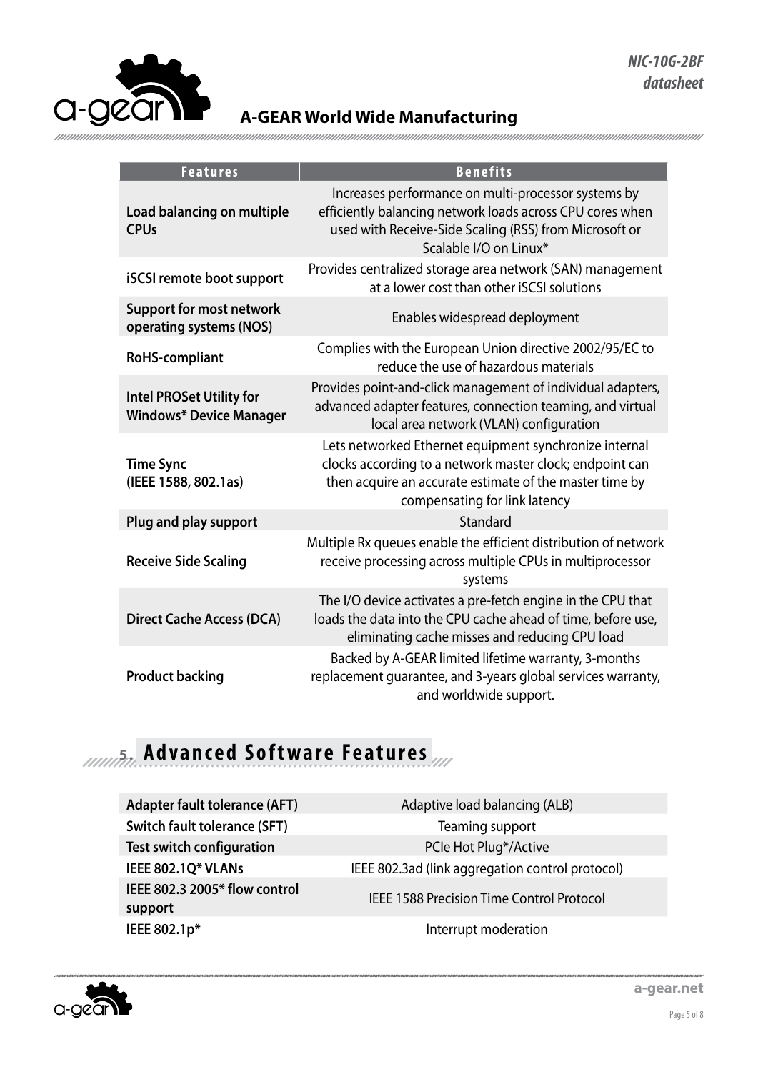| Features | Benefits |
|---|---|
| **Load balancing on multiple CPUs** | Increases performance on multi-processor systems by efficiently balancing network loads across CPU cores when used with Receive-Side Scaling (RSS) from Microsoft or Scalable I/O on Linux* |
| **iSCSI remote boot support** | Provides centralized storage area network (SAN) management at a lower cost than other iSCSI solutions |
| **Support for most network operating systems (NOS)** | Enables widespread deployment |
| **RoHS-compliant** | Complies with the European Union directive 2002/95/EC to reduce the use of hazardous materials |
| **Intel PROSet Utility for Windows* Device Manager** | Provides point-and-click management of individual adapters, advanced adapter features, connection teaming, and virtual local area network (VLAN) configuration |
| **Time Sync (IEEE 1588, 802.1as)** | Lets networked Ethernet equipment synchronize internal clocks according to a network master clock; endpoint can then acquire an accurate estimate of the master time by compensating for link latency |
| **Plug and play support** | Standard |
| **Receive Side Scaling** | Multiple Rx queues enable the efficient distribution of network receive processing across multiple CPUs in multiprocessor systems |
| **Direct Cache Access (DCA)** | The I/O device activates a pre-fetch engine in the CPU that loads the data into the CPU cache ahead of time, before use, eliminating cache misses and reducing CPU load |
| **Product backing** | Backed by A-GEAR limited lifetime warranty, 3-months replacement guarantee, and 3-years global services warranty, and worldwide support. |

## 5. Advanced Software Features

| | |
|---|---|
| **Adapter fault tolerance (AFT)** | Adaptive load balancing (ALB) |
| **Switch fault tolerance (SFT)** | Teaming support |
| **Test switch configuration** | PCIe Hot Plug*/Active |
| **IEEE 802.1Q* VLANs** | IEEE 802.3ad (link aggregation control protocol) |
| **IEEE 802.3 2005* flow control support** | IEEE 1588 Precision Time Control Protocol |
| **IEEE 802.1p*** | Interrupt moderation |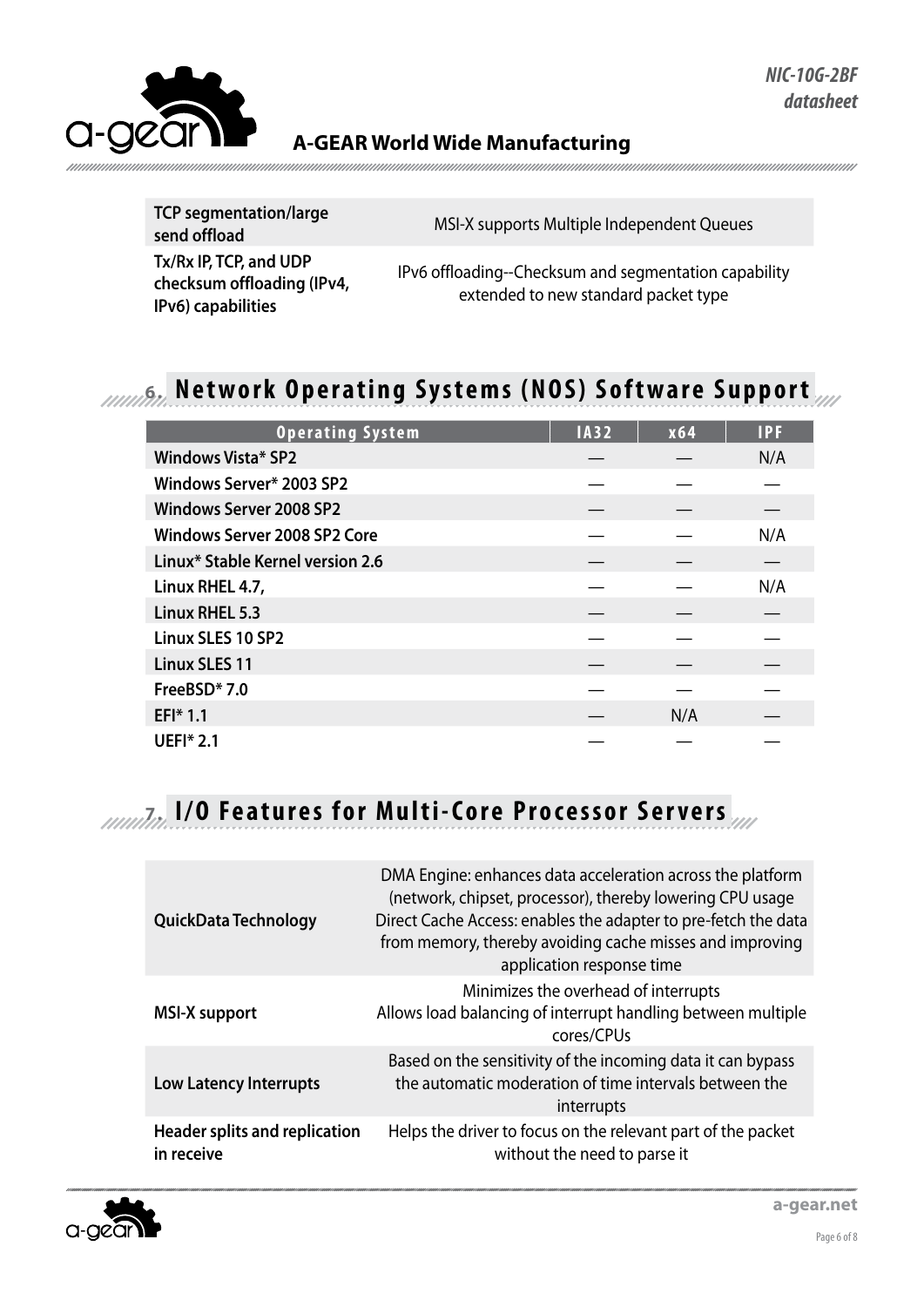| | |
|---|---|
| **TCP segmentation/large send offload** | MSI-X supports Multiple Independent Queues |
| **Tx/Rx IP, TCP, and UDP checksum offloading (IPv4, IPv6) capabilities** | IPv6 offloading--Checksum and segmentation capability extended to new standard packet type |

## 6. Network Operating Systems (NOS) Software Support

| Operating System | IA32 | x64 | IPF |
|---|---|---|---|
| **Windows Vista* SP2** | — | — | N/A |
| **Windows Server* 2003 SP2** | — | — | — |
| **Windows Server 2008 SP2** | — | — | — |
| **Windows Server 2008 SP2 Core** | — | — | N/A |
| **Linux* Stable Kernel version 2.6** | — | — | — |
| **Linux RHEL 4.7,** | — | — | N/A |
| **Linux RHEL 5.3** | — | — | — |
| **Linux SLES 10 SP2** | — | — | — |
| **Linux SLES 11** | — | — | — |
| **FreeBSD* 7.0** | — | — | — |
| **EFI* 1.1** | — | N/A | — |
| **UEFI* 2.1** | — | — | — |

## 7. I/O Features for Multi-Core Processor Servers

| | |
|---|---|
| **QuickData Technology** | DMA Engine: enhances data acceleration across the platform (network, chipset, processor), thereby lowering CPU usage Direct Cache Access: enables the adapter to pre-fetch the data from memory, thereby avoiding cache misses and improving application response time |
| **MSI-X support** | Minimizes the overhead of interrupts Allows load balancing of interrupt handling between multiple cores/CPUs |
| **Low Latency Interrupts** | Based on the sensitivity of the incoming data it can bypass the automatic moderation of time intervals between the interrupts |
| **Header splits and replication in receive** | Helps the driver to focus on the relevant part of the packet without the need to parse it |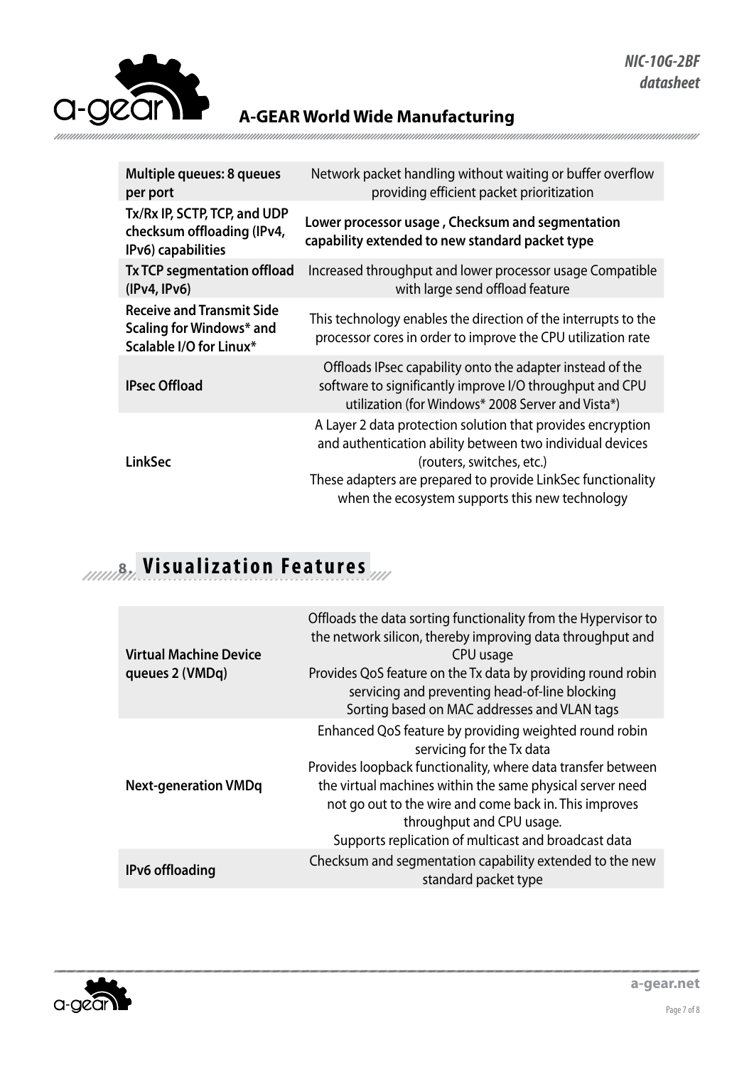| | |
|---|---|
| **Multiple queues: 8 queues per port** | Network packet handling without waiting or buffer overflow providing efficient packet prioritization |
| **Tx/Rx IP, SCTP, TCP, and UDP checksum offloading (IPv4, IPv6) capabilities** | **Lower processor usage , Checksum and segmentation capability extended to new standard packet type** |
| **Tx TCP segmentation offload (IPv4, IPv6)** | Increased throughput and lower processor usage Compatible with large send offload feature |
| **Receive and Transmit Side Scaling for Windows* and Scalable I/O for Linux*** | This technology enables the direction of the interrupts to the processor cores in order to improve the CPU utilization rate |
| **IPsec Offload** | Offloads IPsec capability onto the adapter instead of the software to significantly improve I/O throughput and CPU utilization (for Windows* 2008 Server and Vista*) |
| **LinkSec** | A Layer 2 data protection solution that provides encryption and authentication ability between two individual devices (routers, switches, etc.)<br>These adapters are prepared to provide LinkSec functionality when the ecosystem supports this new technology |

## 8. Visualization Features

| | |
|---|---|
| **Virtual Machine Device queues 2 (VMDq)** | Offloads the data sorting functionality from the Hypervisor to the network silicon, thereby improving data throughput and CPU usage<br>Provides QoS feature on the Tx data by providing round robin servicing and preventing head-of-line blocking<br>Sorting based on MAC addresses and VLAN tags |
| **Next-generation VMDq** | Enhanced QoS feature by providing weighted round robin servicing for the Tx data<br>Provides loopback functionality, where data transfer between the virtual machines within the same physical server need not go out to the wire and come back in. This improves throughput and CPU usage.<br>Supports replication of multicast and broadcast data |
| **IPv6 offloading** | Checksum and segmentation capability extended to the new standard packet type |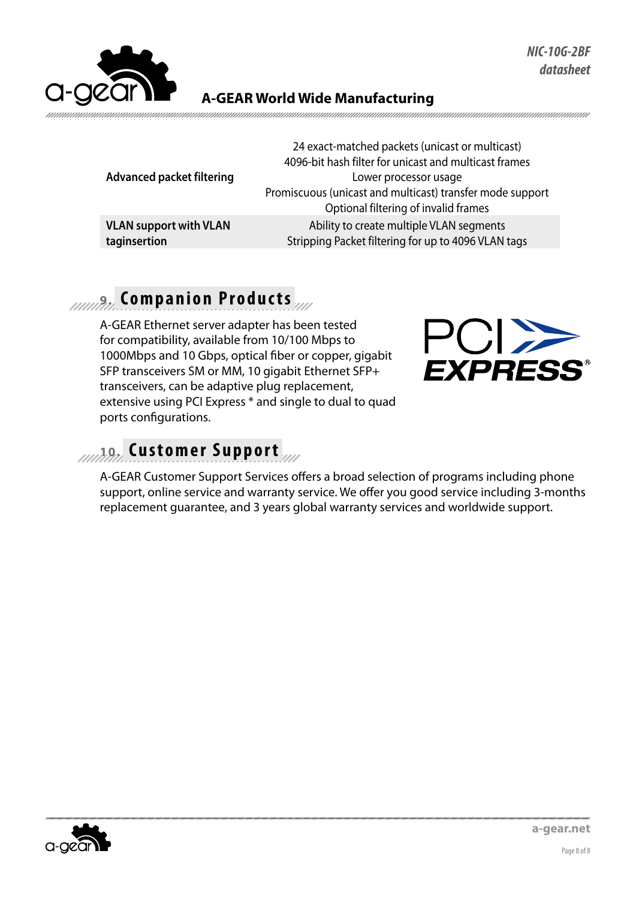| | |
|---|---|
| **Advanced packet filtering** | 24 exact-matched packets (unicast or multicast)<br>4096-bit hash filter for unicast and multicast frames<br>Lower processor usage<br>Promiscuous (unicast and multicast) transfer mode support<br>Optional filtering of invalid frames |
| **VLAN support with VLAN taginsertion** | Ability to create multiple VLAN segments<br>Stripping Packet filtering for up to 4096 VLAN tags |

## 9. Companion Products

A-GEAR Ethernet server adapter has been tested for compatibility, available from 10/100 Mbps to 1000Mbps and 10 Gbps, optical fiber or copper, gigabit SFP transceivers SM or MM, 10 gigabit Ethernet SFP+ transceivers, can be adaptive plug replacement, extensive using PCI Express * and single to dual to quad ports configurations.

## 10. Customer Support

A-GEAR Customer Support Services offers a broad selection of programs including phone support, online service and warranty service. We offer you good service including 3-months replacement guarantee, and 3 years global warranty services and worldwide support.